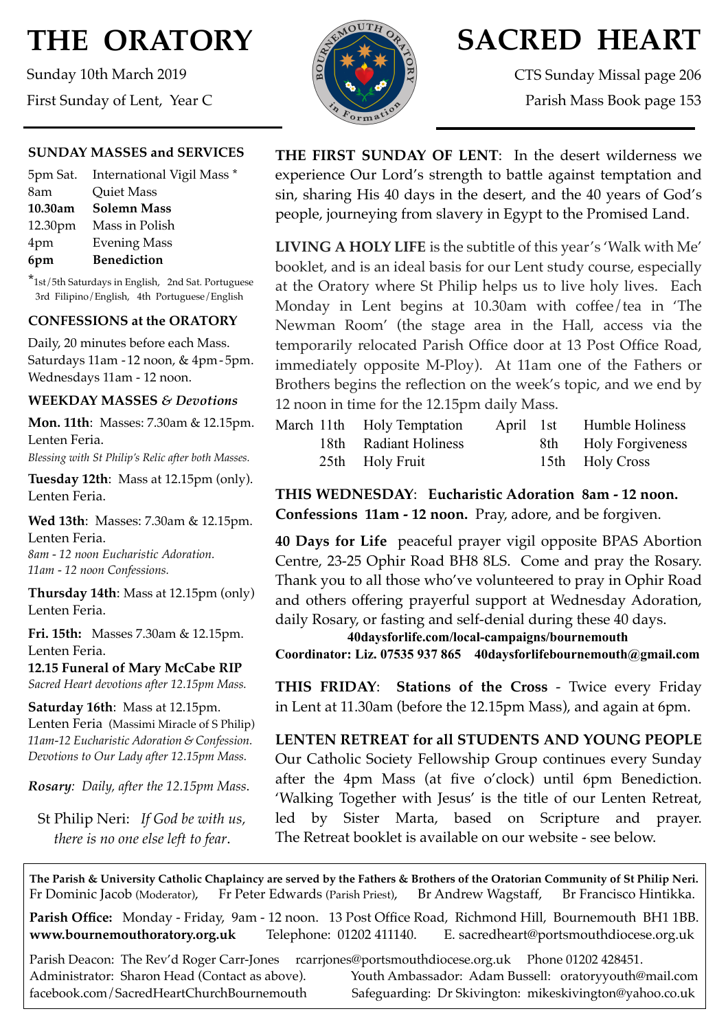# THE ORATORY

Sunday 10th March 2019

First Sunday of Lent, Year C

# SACRED HEART

CTS Sunday Missal page 206

Parish Mass Book page 153

### SUNDAY MASSES and SERVICES

| | |
|---|---|
| 5pm Sat. | International Vigil Mass * |
| 8am | Quiet Mass |
| **10.30am** | **Solemn Mass** |
| 12.30pm | Mass in Polish |
| 4pm | Evening Mass |
| **6pm** | **Benediction** |

*1st/5th Saturdays in English, 2nd Sat. Portuguese 3rd Filipino/English, 4th Portuguese/English

### CONFESSIONS at the ORATORY

Daily, 20 minutes before each Mass.
Saturdays 11am - 12 noon, & 4pm - 5pm.
Wednesdays 11am - 12 noon.

### WEEKDAY MASSES *& Devotions*

**Mon. 11th**: Masses: 7.30am & 12.15pm.
Lenten Feria.
*Blessing with St Philip's Relic after both Masses.*

**Tuesday 12th**: Mass at 12.15pm (only).
Lenten Feria.

**Wed 13th**: Masses: 7.30am & 12.15pm.
Lenten Feria.
*8am - 12 noon Eucharistic Adoration.*
*11am - 12 noon Confessions.*

**Thursday 14th**: Mass at 12.15pm (only)
Lenten Feria.

**Fri. 15th:** Masses 7.30am & 12.15pm.
Lenten Feria.
**12.15 Funeral of Mary McCabe RIP**
*Sacred Heart devotions after 12.15pm Mass.*

**Saturday 16th**: Mass at 12.15pm.
Lenten Feria (Massimi Miracle of S Philip)
*11am-12 Eucharistic Adoration & Confession.*
*Devotions to Our Lady after 12.15pm Mass.*

***Rosary***: *Daily, after the 12.15pm Mass.*

St Philip Neri: *If God be with us, there is no one else left to fear.*

**THE FIRST SUNDAY OF LENT**: In the desert wilderness we experience Our Lord's strength to battle against temptation and sin, sharing His 40 days in the desert, and the 40 years of God's people, journeying from slavery in Egypt to the Promised Land.

**LIVING A HOLY LIFE** is the subtitle of this year's 'Walk with Me' booklet, and is an ideal basis for our Lent study course, especially at the Oratory where St Philip helps us to live holy lives. Each Monday in Lent begins at 10.30am with coffee/tea in 'The Newman Room' (the stage area in the Hall, access via the temporarily relocated Parish Office door at 13 Post Office Road, immediately opposite M-Ploy). At 11am one of the Fathers or Brothers begins the reflection on the week's topic, and we end by 12 noon in time for the 12.15pm daily Mass.

| | | | | |
|---|---|---|---|---|
| March 11th | Holy Temptation | | April 1st | Humble Holiness |
| 18th | Radiant Holiness | | 8th | Holy Forgiveness |
| 25th | Holy Fruit | | 15th | Holy Cross |

**THIS WEDNESDAY**: **Eucharistic Adoration 8am - 12 noon. Confessions 11am - 12 noon.** Pray, adore, and be forgiven.

**40 Days for Life** peaceful prayer vigil opposite BPAS Abortion Centre, 23-25 Ophir Road BH8 8LS. Come and pray the Rosary. Thank you to all those who've volunteered to pray in Ophir Road and others offering prayerful support at Wednesday Adoration, daily Rosary, or fasting and self-denial during these 40 days.

**40daysforlife.com/local-campaigns/bournemouth**
**Coordinator: Liz. 07535 937 865 40daysforlifebournemouth@gmail.com**

**THIS FRIDAY**: **Stations of the Cross** - Twice every Friday in Lent at 11.30am (before the 12.15pm Mass), and again at 6pm.

**LENTEN RETREAT for all STUDENTS AND YOUNG PEOPLE**
Our Catholic Society Fellowship Group continues every Sunday after the 4pm Mass (at five o'clock) until 6pm Benediction. 'Walking Together with Jesus' is the title of our Lenten Retreat, led by Sister Marta, based on Scripture and prayer. The Retreat booklet is available on our website - see below.

**The Parish & University Catholic Chaplaincy are served by the Fathers & Brothers of the Oratorian Community of St Philip Neri.**
Fr Dominic Jacob (Moderator), Fr Peter Edwards (Parish Priest), Br Andrew Wagstaff, Br Francisco Hintikka.

**Parish Office:** Monday - Friday, 9am - 12 noon. 13 Post Office Road, Richmond Hill, Bournemouth BH1 1BB.
**www.bournemouthoratory.org.uk** Telephone: 01202 411140. E. sacredheart@portsmouthdiocese.org.uk

Parish Deacon: The Rev'd Roger Carr-Jones rcarrjones@portsmouthdiocese.org.uk Phone 01202 428451.
Administrator: Sharon Head (Contact as above). Youth Ambassador: Adam Bussell: oratoryyouth@mail.com
facebook.com/SacredHeartChurchBournemouth Safeguarding: Dr Skivington: mikeskivington@yahoo.co.uk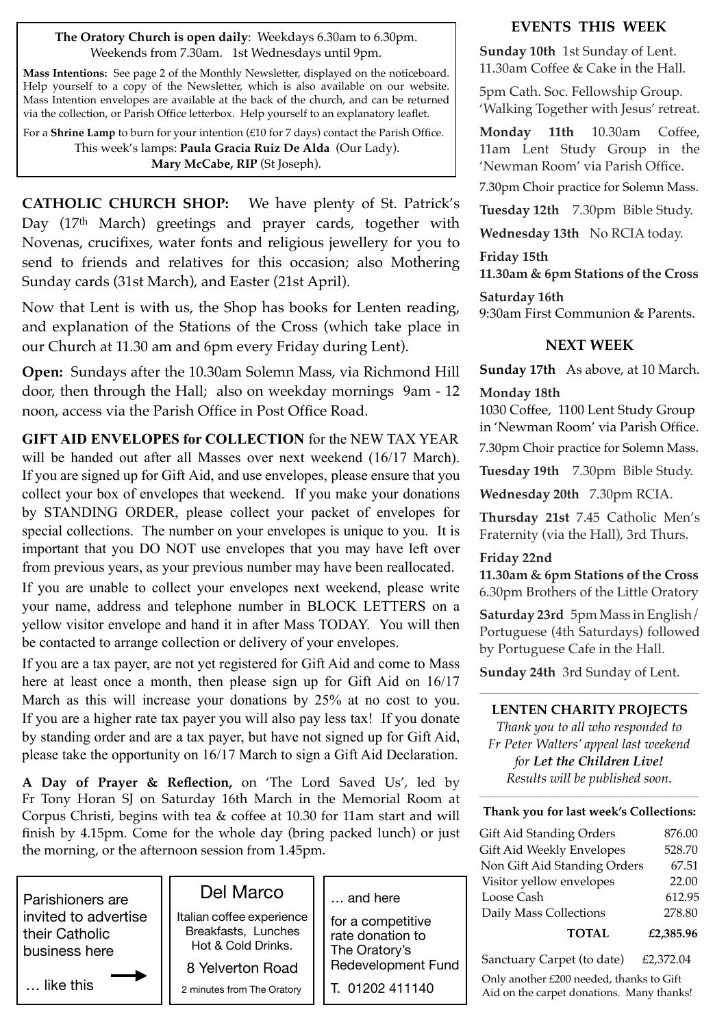**The Oratory Church is open daily**: Weekdays 6.30am to 6.30pm. Weekends from 7.30am. 1st Wednesdays until 9pm.

**Mass Intentions:** See page 2 of the Monthly Newsletter, displayed on the noticeboard. Help yourself to a copy of the Newsletter, which is also available on our website. Mass Intention envelopes are available at the back of the church, and can be returned via the collection, or Parish Office letterbox. Help yourself to an explanatory leaflet.

For a **Shrine Lamp** to burn for your intention (£10 for 7 days) contact the Parish Office. This week's lamps: **Paula Gracia Ruiz De Alda** (Our Lady). **Mary McCabe, RIP** (St Joseph).

**CATHOLIC CHURCH SHOP:** We have plenty of St. Patrick's Day (17th March) greetings and prayer cards, together with Novenas, crucifixes, water fonts and religious jewellery for you to send to friends and relatives for this occasion; also Mothering Sunday cards (31st March), and Easter (21st April).

Now that Lent is with us, the Shop has books for Lenten reading, and explanation of the Stations of the Cross (which take place in our Church at 11.30 am and 6pm every Friday during Lent).

**Open:** Sundays after the 10.30am Solemn Mass, via Richmond Hill door, then through the Hall; also on weekday mornings 9am - 12 noon, access via the Parish Office in Post Office Road.

**GIFT AID ENVELOPES for COLLECTION** for the NEW TAX YEAR will be handed out after all Masses over next weekend (16/17 March). If you are signed up for Gift Aid, and use envelopes, please ensure that you collect your box of envelopes that weekend. If you make your donations by STANDING ORDER, please collect your packet of envelopes for special collections. The number on your envelopes is unique to you. It is important that you DO NOT use envelopes that you may have left over from previous years, as your previous number may have been reallocated.

If you are unable to collect your envelopes next weekend, please write your name, address and telephone number in BLOCK LETTERS on a yellow visitor envelope and hand it in after Mass TODAY. You will then be contacted to arrange collection or delivery of your envelopes.

If you are a tax payer, are not yet registered for Gift Aid and come to Mass here at least once a month, then please sign up for Gift Aid on 16/17 March as this will increase your donations by 25% at no cost to you. If you are a higher rate tax payer you will also pay less tax! If you donate by standing order and are a tax payer, but have not signed up for Gift Aid, please take the opportunity on 16/17 March to sign a Gift Aid Declaration.

**A Day of Prayer & Reflection,** on 'The Lord Saved Us', led by Fr Tony Horan SJ on Saturday 16th March in the Memorial Room at Corpus Christi, begins with tea & coffee at 10.30 for 11am start and will finish by 4.15pm. Come for the whole day (bring packed lunch) or just the morning, or the afternoon session from 1.45pm.

Parishioners are invited to advertise their Catholic business here

… like this →

Del Marco

Italian coffee experience
Breakfasts, Lunches
Hot & Cold Drinks.

8 Yelverton Road

2 minutes from The Oratory

… and here

for a competitive rate donation to The Oratory's Redevelopment Fund

T. 01202 411140

## EVENTS THIS WEEK

**Sunday 10th** 1st Sunday of Lent. 11.30am Coffee & Cake in the Hall.

5pm Cath. Soc. Fellowship Group. 'Walking Together with Jesus' retreat.

**Monday 11th** 10.30am Coffee, 11am Lent Study Group in the 'Newman Room' via Parish Office.

7.30pm Choir practice for Solemn Mass.

**Tuesday 12th** 7.30pm Bible Study.

**Wednesday 13th** No RCIA today.

**Friday 15th**
**11.30am & 6pm Stations of the Cross**

**Saturday 16th**
9:30am First Communion & Parents.

## NEXT WEEK

**Sunday 17th** As above, at 10 March.

**Monday 18th**
1030 Coffee, 1100 Lent Study Group in 'Newman Room' via Parish Office.

7.30pm Choir practice for Solemn Mass.

**Tuesday 19th** 7.30pm Bible Study.

**Wednesday 20th** 7.30pm RCIA.

**Thursday 21st** 7.45 Catholic Men's Fraternity (via the Hall), 3rd Thurs.

**Friday 22nd**
**11.30am & 6pm Stations of the Cross**
6.30pm Brothers of the Little Oratory

**Saturday 23rd** 5pm Mass in English/ Portuguese (4th Saturdays) followed by Portuguese Cafe in the Hall.

**Sunday 24th** 3rd Sunday of Lent.

**LENTEN CHARITY PROJECTS**

*Thank you to all who responded to Fr Peter Walters' appeal last weekend for **Let the Children Live!** Results will be published soon.*

**Thank you for last week's Collections:**

| | |
|---|---|
| Gift Aid Standing Orders | 876.00 |
| Gift Aid Weekly Envelopes | 528.70 |
| Non Gift Aid Standing Orders | 67.51 |
| Visitor yellow envelopes | 22.00 |
| Loose Cash | 612.95 |
| Daily Mass Collections | 278.80 |
| **TOTAL** | **£2,385.96** |

Sanctuary Carpet (to date) £2,372.04

Only another £200 needed, thanks to Gift Aid on the carpet donations. Many thanks!